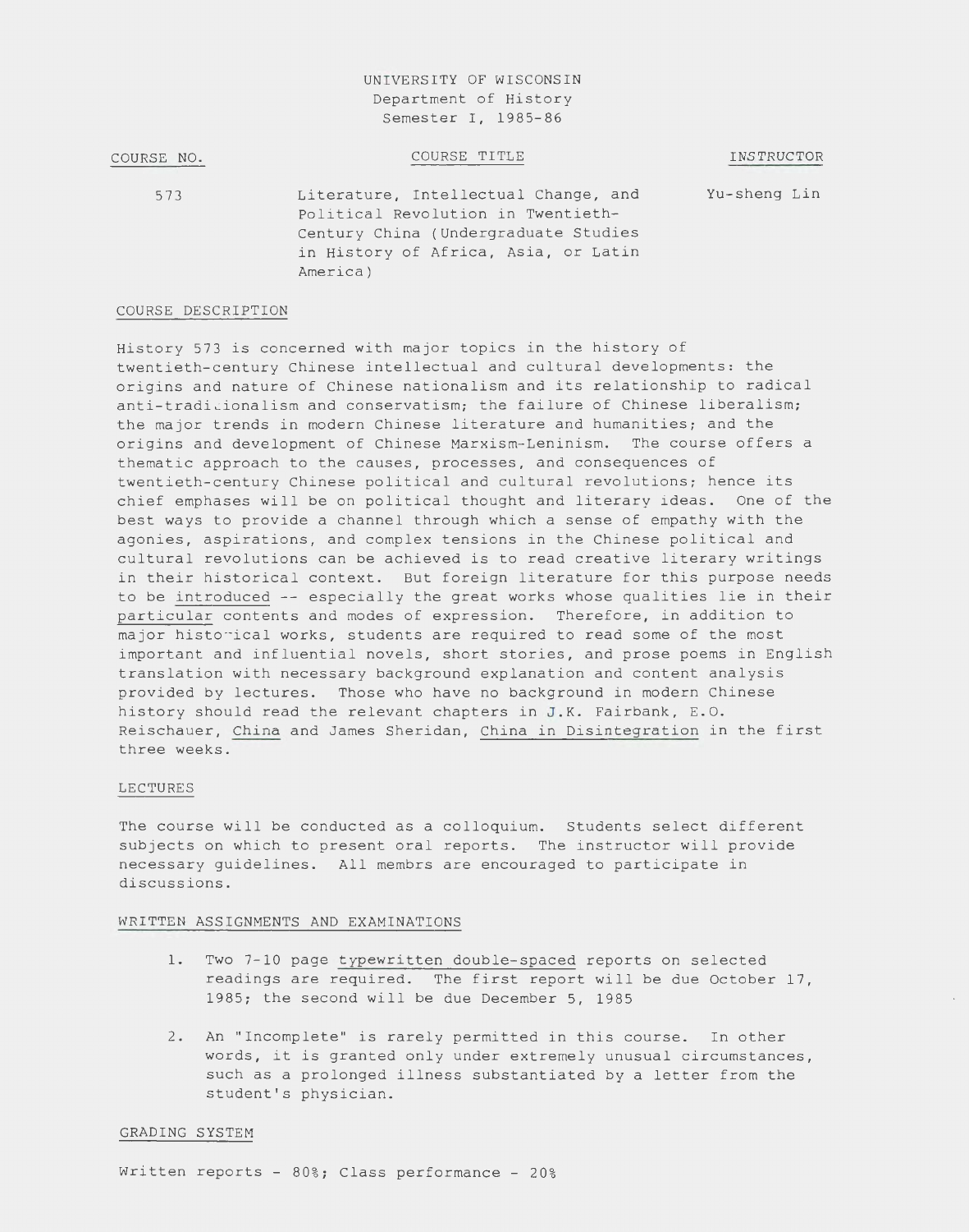UNIVERSITY OF WISCONSIN
Department of History
Semester I, 1985-86

| COURSE NO. | COURSE TITLE | INSTRUCTOR |
| --- | --- | --- |
| 573 | Literature, Intellectual Change, and Political Revolution in Twentieth-Century China (Undergraduate Studies in History of Africa, Asia, or Latin America) | Yu-sheng Lin |

## COURSE DESCRIPTION

History 573 is concerned with major topics in the history of twentieth-century Chinese intellectual and cultural developments: the origins and nature of Chinese nationalism and its relationship to radical anti-traditionalism and conservatism; the failure of Chinese liberalism; the major trends in modern Chinese literature and humanities; and the origins and development of Chinese Marxism-Leninism. The course offers a thematic approach to the causes, processes, and consequences of twentieth-century Chinese political and cultural revolutions; hence its chief emphases will be on political thought and literary ideas. One of the best ways to provide a channel through which a sense of empathy with the agonies, aspirations, and complex tensions in the Chinese political and cultural revolutions can be achieved is to read creative literary writings in their historical context. But foreign literature for this purpose needs to be introduced -- especially the great works whose qualities lie in their particular contents and modes of expression. Therefore, in addition to major historical works, students are required to read some of the most important and influential novels, short stories, and prose poems in English translation with necessary background explanation and content analysis provided by lectures. Those who have no background in modern Chinese history should read the relevant chapters in J.K. Fairbank, E.O. Reischauer, China and James Sheridan, China in Disintegration in the first three weeks.

## LECTURES

The course will be conducted as a colloquium. Students select different subjects on which to present oral reports. The instructor will provide necessary guidelines. All membrs are encouraged to participate in discussions.

## WRITTEN ASSIGNMENTS AND EXAMINATIONS

1. Two 7-10 page typewritten double-spaced reports on selected readings are required. The first report will be due October 17, 1985; the second will be due December 5, 1985

2. An "Incomplete" is rarely permitted in this course. In other words, it is granted only under extremely unusual circumstances, such as a prolonged illness substantiated by a letter from the student's physician.

## GRADING SYSTEM

Written reports - 80%; Class performance - 20%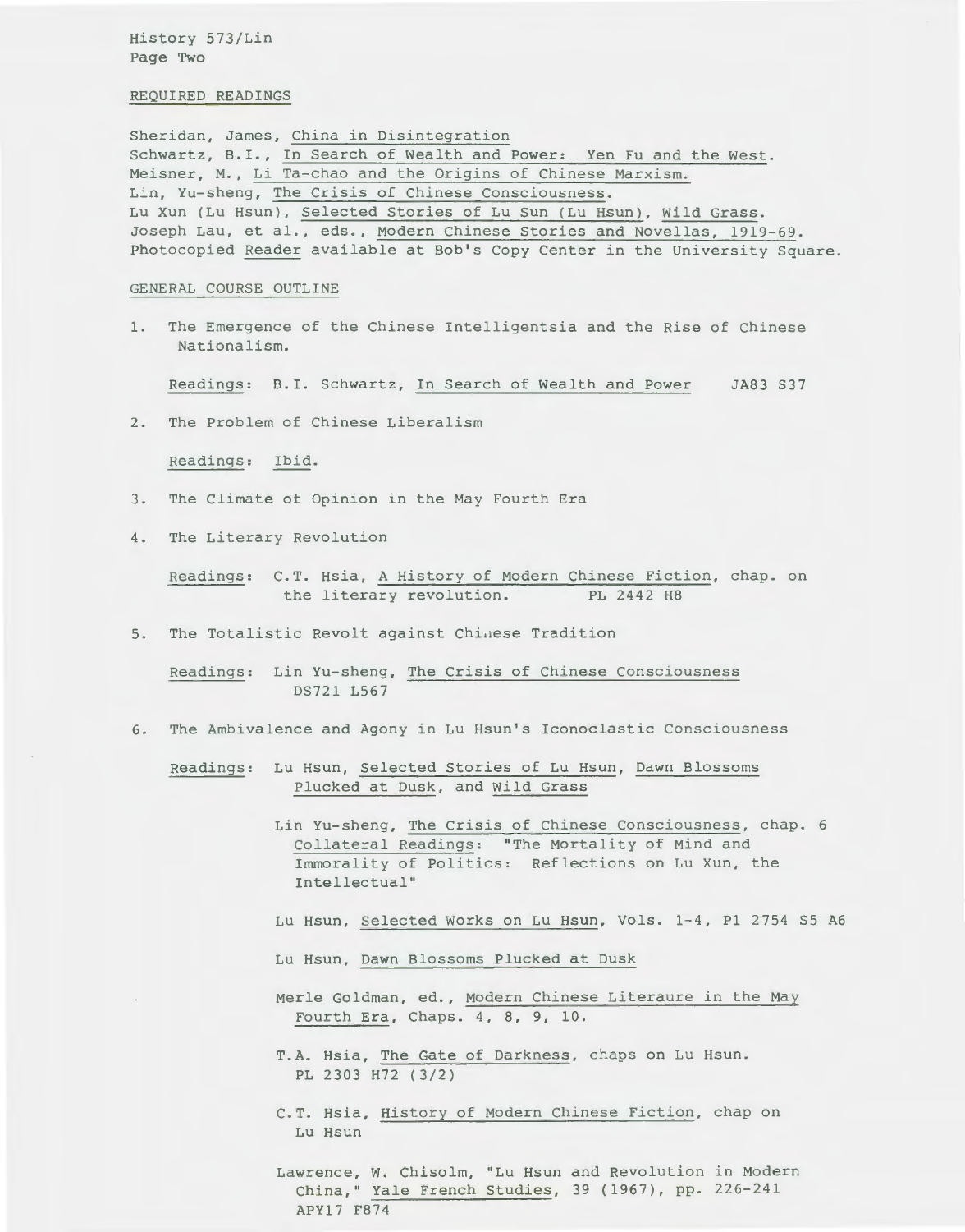## REQUIRED READINGS

Sheridan, James, China in Disintegration
Schwartz, B.I., In Search of Wealth and Power: Yen Fu and the West.
Meisner, M., Li Ta-chao and the Origins of Chinese Marxism.
Lin, Yu-sheng, The Crisis of Chinese Consciousness.
Lu Xun (Lu Hsun), Selected Stories of Lu Sun (Lu Hsun), Wild Grass.
Joseph Lau, et al., eds., Modern Chinese Stories and Novellas, 1919-69.
Photocopied Reader available at Bob's Copy Center in the University Square.

## GENERAL COURSE OUTLINE

1. The Emergence of the Chinese Intelligentsia and the Rise of Chinese Nationalism.

   Readings: B.I. Schwartz, In Search of Wealth and Power JA83 S37

2. The Problem of Chinese Liberalism

   Readings: Ibid.

3. The Climate of Opinion in the May Fourth Era

4. The Literary Revolution

   Readings: C.T. Hsia, A History of Modern Chinese Fiction, chap. on the literary revolution. PL 2442 H8

5. The Totalistic Revolt against Chinese Tradition

   Readings: Lin Yu-sheng, The Crisis of Chinese Consciousness DS721 L567

6. The Ambivalence and Agony in Lu Hsun's Iconoclastic Consciousness

   Readings: Lu Hsun, Selected Stories of Lu Hsun, Dawn Blossoms Plucked at Dusk, and Wild Grass

   Lin Yu-sheng, The Crisis of Chinese Consciousness, chap. 6
   Collateral Readings: "The Mortality of Mind and Immorality of Politics: Reflections on Lu Xun, the Intellectual"

   Lu Hsun, Selected Works on Lu Hsun, Vols. 1-4, Pl 2754 S5 A6

   Lu Hsun, Dawn Blossoms Plucked at Dusk

   Merle Goldman, ed., Modern Chinese Literaure in the May Fourth Era, Chaps. 4, 8, 9, 10.

   T.A. Hsia, The Gate of Darkness, chaps on Lu Hsun. PL 2303 H72 (3/2)

   C.T. Hsia, History of Modern Chinese Fiction, chap on Lu Hsun

   Lawrence, W. Chisolm, "Lu Hsun and Revolution in Modern China," Yale French Studies, 39 (1967), pp. 226-241 APY17 F874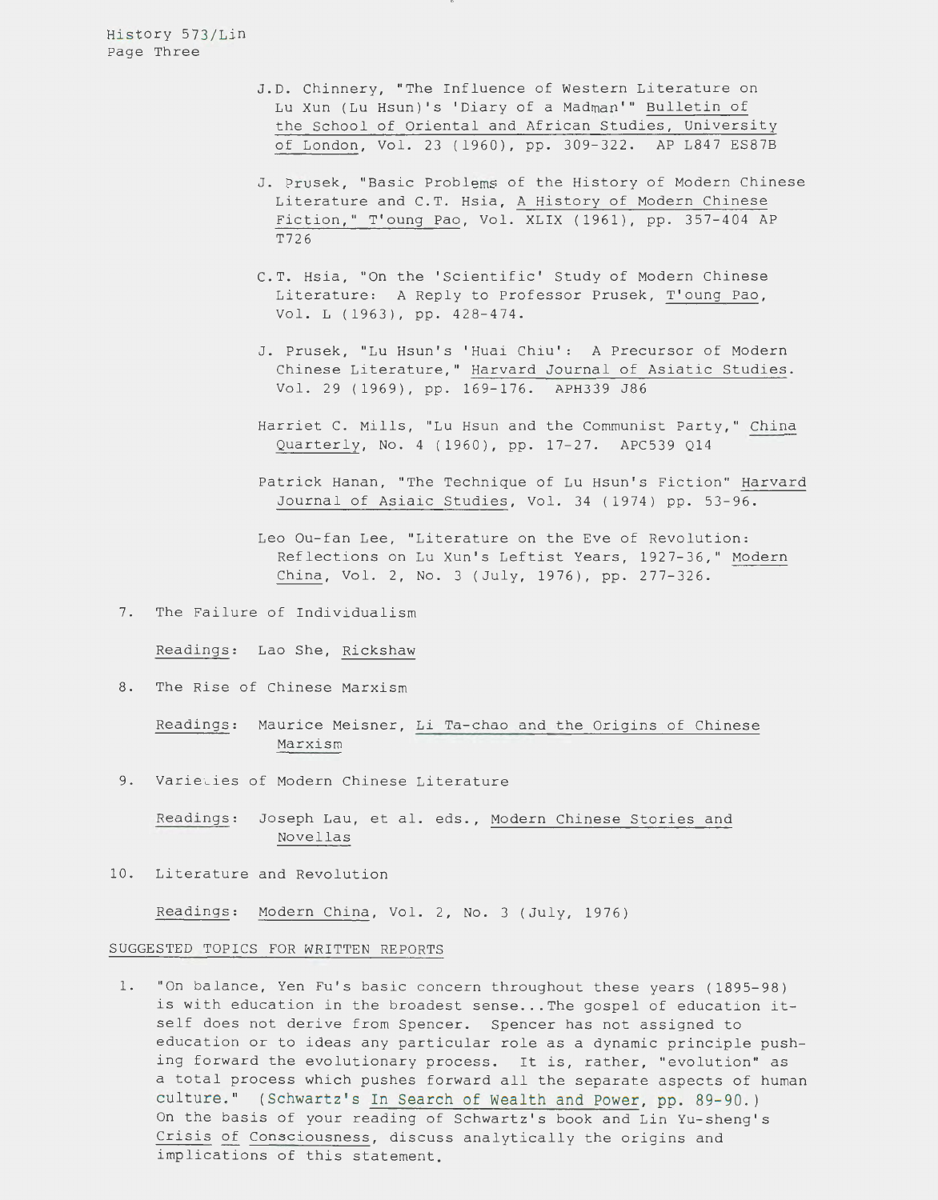J.D. Chinnery, "The Influence of Western Literature on Lu Xun (Lu Hsun)'s 'Diary of a Madman'" Bulletin of the School of Oriental and African Studies, University of London, Vol. 23 (1960), pp. 309-322. AP L847 ES87B

J. Prusek, "Basic Problems of the History of Modern Chinese Literature and C.T. Hsia, A History of Modern Chinese Fiction," T'oung Pao, Vol. XLIX (1961), pp. 357-404 AP T726

C.T. Hsia, "On the 'Scientific' Study of Modern Chinese Literature: A Reply to Professor Prusek, T'oung Pao, Vol. L (1963), pp. 428-474.

J. Prusek, "Lu Hsun's 'Huai Chiu': A Precursor of Modern Chinese Literature," Harvard Journal of Asiatic Studies. Vol. 29 (1969), pp. 169-176. APH339 J86

Harriet C. Mills, "Lu Hsun and the Communist Party," China Quarterly, No. 4 (1960), pp. 17-27. APC539 Q14

Patrick Hanan, "The Technique of Lu Hsun's Fiction" Harvard Journal of Asiaic Studies, Vol. 34 (1974) pp. 53-96.

Leo Ou-fan Lee, "Literature on the Eve of Revolution: Reflections on Lu Xun's Leftist Years, 1927-36," Modern China, Vol. 2, No. 3 (July, 1976), pp. 277-326.

7. The Failure of Individualism

   Readings: Lao She, Rickshaw

8. The Rise of Chinese Marxism

   Readings: Maurice Meisner, Li Ta-chao and the Origins of Chinese Marxism

9. Varieties of Modern Chinese Literature

   Readings: Joseph Lau, et al. eds., Modern Chinese Stories and Novellas

10. Literature and Revolution

    Readings: Modern China, Vol. 2, No. 3 (July, 1976)

SUGGESTED TOPICS FOR WRITTEN REPORTS

1. "On balance, Yen Fu's basic concern throughout these years (1895-98) is with education in the broadest sense...The gospel of education itself does not derive from Spencer. Spencer has not assigned to education or to ideas any particular role as a dynamic principle pushing forward the evolutionary process. It is, rather, "evolution" as a total process which pushes forward all the separate aspects of human culture." (Schwartz's In Search of Wealth and Power, pp. 89-90.) On the basis of your reading of Schwartz's book and Lin Yu-sheng's Crisis of Consciousness, discuss analytically the origins and implications of this statement.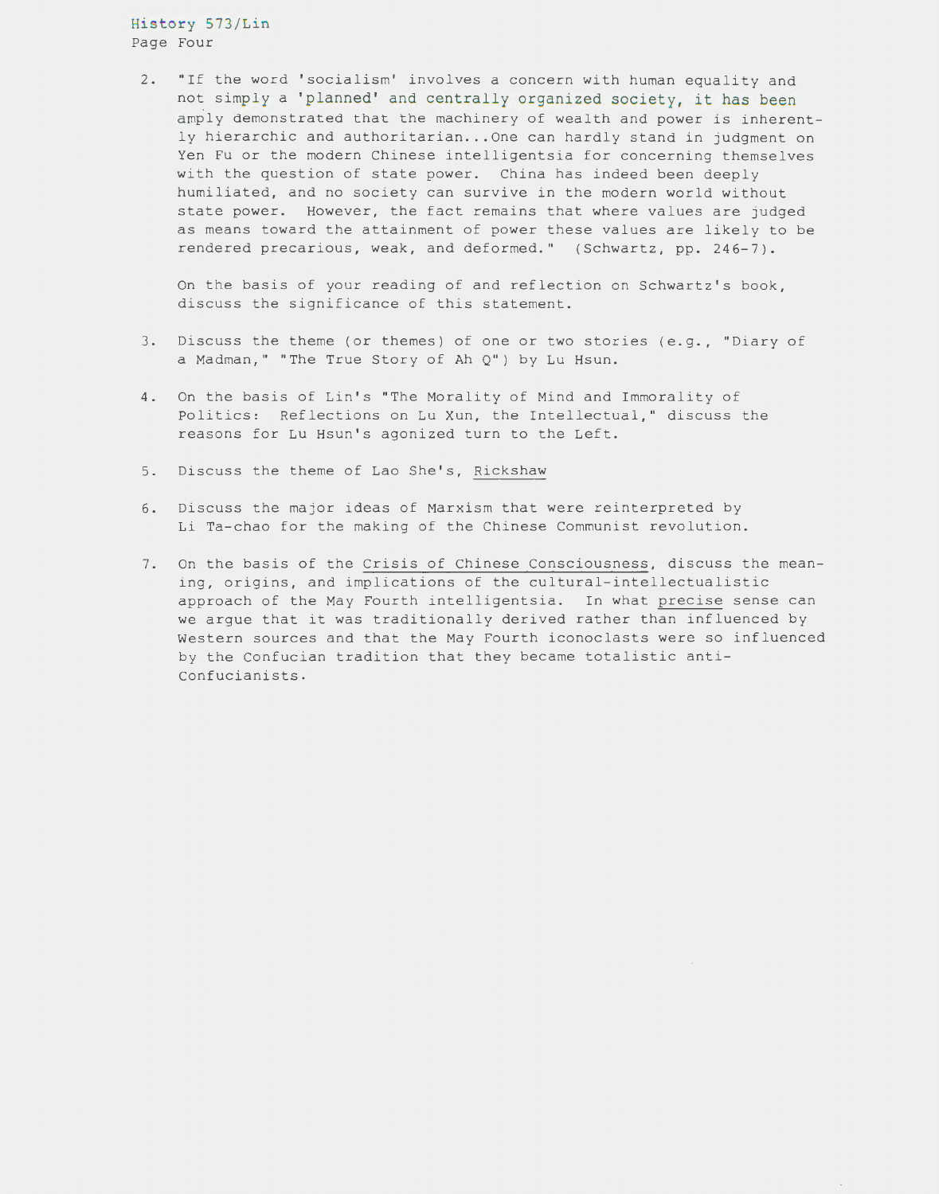2. "If the word 'socialism' involves a concern with human equality and not simply a 'planned' and centrally organized society, it has been amply demonstrated that the machinery of wealth and power is inherently hierarchic and authoritarian...One can hardly stand in judgment on Yen Fu or the modern Chinese intelligentsia for concerning themselves with the question of state power. China has indeed been deeply humiliated, and no society can survive in the modern world without state power. However, the fact remains that where values are judged as means toward the attainment of power these values are likely to be rendered precarious, weak, and deformed." (Schwartz, pp. 246-7).

   On the basis of your reading of and reflection on Schwartz's book, discuss the significance of this statement.

3. Discuss the theme (or themes) of one or two stories (e.g., "Diary of a Madman," "The True Story of Ah Q") by Lu Hsun.

4. On the basis of Lin's "The Morality of Mind and Immorality of Politics: Reflections on Lu Xun, the Intellectual," discuss the reasons for Lu Hsun's agonized turn to the Left.

5. Discuss the theme of Lao She's, <u>Rickshaw</u>

6. Discuss the major ideas of Marxism that were reinterpreted by Li Ta-chao for the making of the Chinese Communist revolution.

7. On the basis of the <u>Crisis of Chinese Consciousness</u>, discuss the meaning, origins, and implications of the cultural-intellectualistic approach of the May Fourth intelligentsia. In what <u>precise</u> sense can we argue that it was traditionally derived rather than influenced by Western sources and that the May Fourth iconoclasts were so influenced by the Confucian tradition that they became totalistic anti-Confucianists.